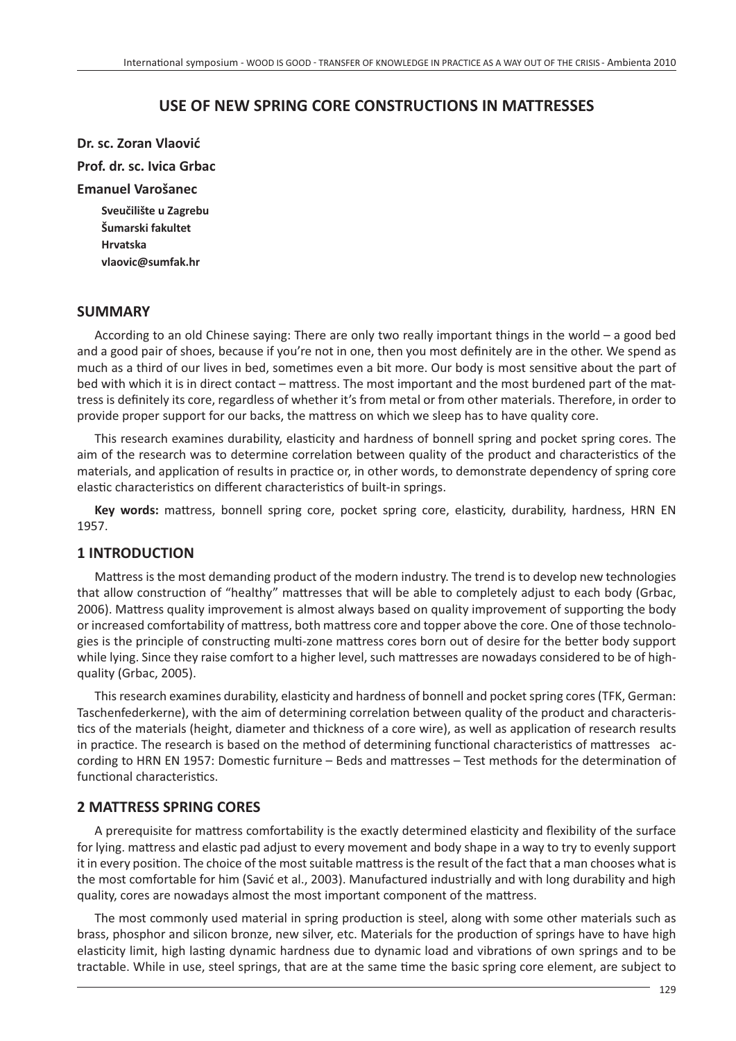# USE OF NEW SPRING CORE CONSTRUCTIONS IN MATTRESSES

**Dr. sc. Zoran Vlaović**

**Prof. dr. sc. Ivica Grbac**

**Emanuel Varošanec**

**Sveučilište u Zagrebu**
**Šumarski fakultet**
**Hrvatska**
**vlaovic@sumfak.hr**

## SUMMARY

According to an old Chinese saying: There are only two really important things in the world – a good bed and a good pair of shoes, because if you're not in one, then you most definitely are in the other. We spend as much as a third of our lives in bed, sometimes even a bit more. Our body is most sensitive about the part of bed with which it is in direct contact – mattress. The most important and the most burdened part of the mattress is definitely its core, regardless of whether it's from metal or from other materials. Therefore, in order to provide proper support for our backs, the mattress on which we sleep has to have quality core.

This research examines durability, elasticity and hardness of bonnell spring and pocket spring cores. The aim of the research was to determine correlation between quality of the product and characteristics of the materials, and application of results in practice or, in other words, to demonstrate dependency of spring core elastic characteristics on different characteristics of built-in springs.

**Key words:** mattress, bonnell spring core, pocket spring core, elasticity, durability, hardness, HRN EN 1957.

## 1 INTRODUCTION

Mattress is the most demanding product of the modern industry. The trend is to develop new technologies that allow construction of "healthy" mattresses that will be able to completely adjust to each body (Grbac, 2006). Mattress quality improvement is almost always based on quality improvement of supporting the body or increased comfortability of mattress, both mattress core and topper above the core. One of those technologies is the principle of constructing multi-zone mattress cores born out of desire for the better body support while lying. Since they raise comfort to a higher level, such mattresses are nowadays considered to be of high-quality (Grbac, 2005).

This research examines durability, elasticity and hardness of bonnell and pocket spring cores (TFK, German: Taschenfederkerne), with the aim of determining correlation between quality of the product and characteristics of the materials (height, diameter and thickness of a core wire), as well as application of research results in practice. The research is based on the method of determining functional characteristics of mattresses according to HRN EN 1957: Domestic furniture – Beds and mattresses – Test methods for the determination of functional characteristics.

## 2 MATTRESS SPRING CORES

A prerequisite for mattress comfortability is the exactly determined elasticity and flexibility of the surface for lying. mattress and elastic pad adjust to every movement and body shape in a way to try to evenly support it in every position. The choice of the most suitable mattress is the result of the fact that a man chooses what is the most comfortable for him (Savić et al., 2003). Manufactured industrially and with long durability and high quality, cores are nowadays almost the most important component of the mattress.

The most commonly used material in spring production is steel, along with some other materials such as brass, phosphor and silicon bronze, new silver, etc. Materials for the production of springs have to have high elasticity limit, high lasting dynamic hardness due to dynamic load and vibrations of own springs and to be tractable. While in use, steel springs, that are at the same time the basic spring core element, are subject to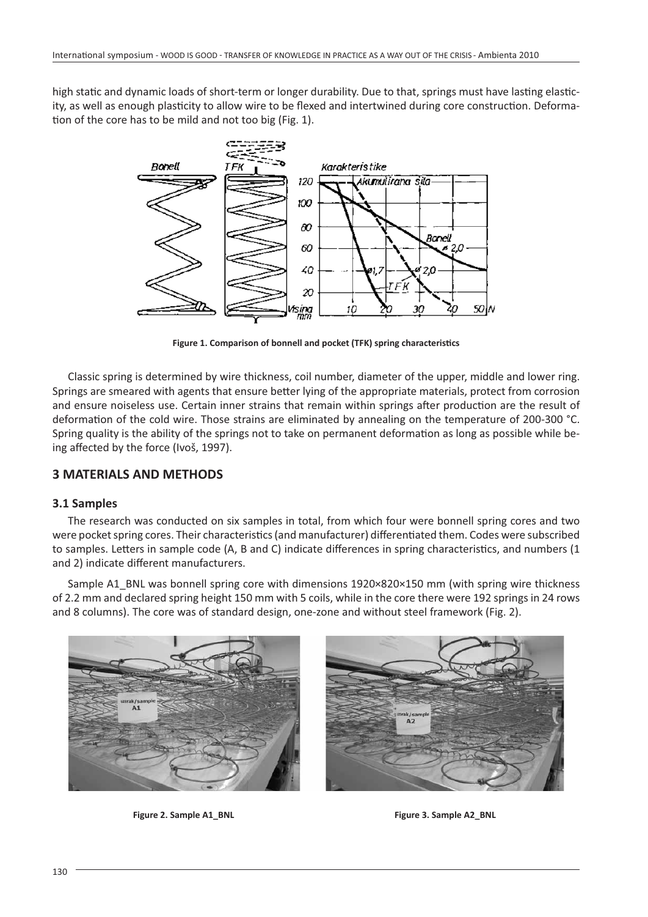high static and dynamic loads of short-term or longer durability. Due to that, springs must have lasting elasticity, as well as enough plasticity to allow wire to be flexed and intertwined during core construction. Deformation of the core has to be mild and not too big (Fig. 1).

**Figure 1. Comparison of bonnell and pocket (TFK) spring characteristics**

Classic spring is determined by wire thickness, coil number, diameter of the upper, middle and lower ring. Springs are smeared with agents that ensure better lying of the appropriate materials, protect from corrosion and ensure noiseless use. Certain inner strains that remain within springs after production are the result of deformation of the cold wire. Those strains are eliminated by annealing on the temperature of 200-300 °C. Spring quality is the ability of the springs not to take on permanent deformation as long as possible while being affected by the force (Ivoš, 1997).

## 3 MATERIALS AND METHODS

### 3.1 Samples

The research was conducted on six samples in total, from which four were bonnell spring cores and two were pocket spring cores. Their characteristics (and manufacturer) differentiated them. Codes were subscribed to samples. Letters in sample code (A, B and C) indicate differences in spring characteristics, and numbers (1 and 2) indicate different manufacturers.

Sample A1_BNL was bonnell spring core with dimensions 1920×820×150 mm (with spring wire thickness of 2.2 mm and declared spring height 150 mm with 5 coils, while in the core there were 192 springs in 24 rows and 8 columns). The core was of standard design, one-zone and without steel framework (Fig. 2).

**Figure 2. Sample A1_BNL**

**Figure 3. Sample A2_BNL**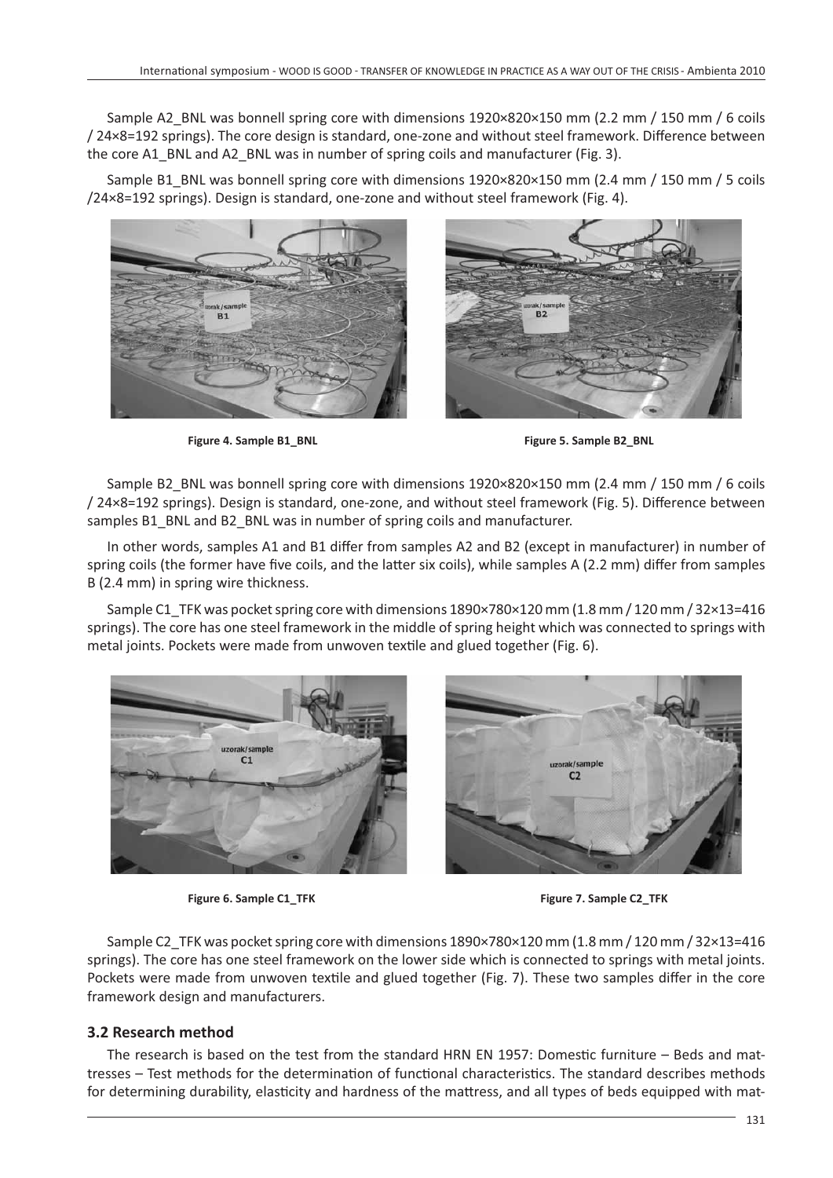Sample A2_BNL was bonnell spring core with dimensions 1920×820×150 mm (2.2 mm / 150 mm / 6 coils / 24×8=192 springs). The core design is standard, one-zone and without steel framework. Difference between the core A1_BNL and A2_BNL was in number of spring coils and manufacturer (Fig. 3).

Sample B1_BNL was bonnell spring core with dimensions 1920×820×150 mm (2.4 mm / 150 mm / 5 coils /24×8=192 springs). Design is standard, one-zone and without steel framework (Fig. 4).

**Figure 4. Sample B1_BNL**

**Figure 5. Sample B2_BNL**

Sample B2_BNL was bonnell spring core with dimensions 1920×820×150 mm (2.4 mm / 150 mm / 6 coils / 24×8=192 springs). Design is standard, one-zone, and without steel framework (Fig. 5). Difference between samples B1_BNL and B2_BNL was in number of spring coils and manufacturer.

In other words, samples A1 and B1 differ from samples A2 and B2 (except in manufacturer) in number of spring coils (the former have five coils, and the latter six coils), while samples A (2.2 mm) differ from samples B (2.4 mm) in spring wire thickness.

Sample C1_TFK was pocket spring core with dimensions 1890×780×120 mm (1.8 mm / 120 mm / 32×13=416 springs). The core has one steel framework in the middle of spring height which was connected to springs with metal joints. Pockets were made from unwoven textile and glued together (Fig. 6).

**Figure 6. Sample C1_TFK**

**Figure 7. Sample C2_TFK**

Sample C2_TFK was pocket spring core with dimensions 1890×780×120 mm (1.8 mm / 120 mm / 32×13=416 springs). The core has one steel framework on the lower side which is connected to springs with metal joints. Pockets were made from unwoven textile and glued together (Fig. 7). These two samples differ in the core framework design and manufacturers.

### 3.2 Research method

The research is based on the test from the standard HRN EN 1957: Domestic furniture – Beds and mattresses – Test methods for the determination of functional characteristics. The standard describes methods for determining durability, elasticity and hardness of the mattress, and all types of beds equipped with mat-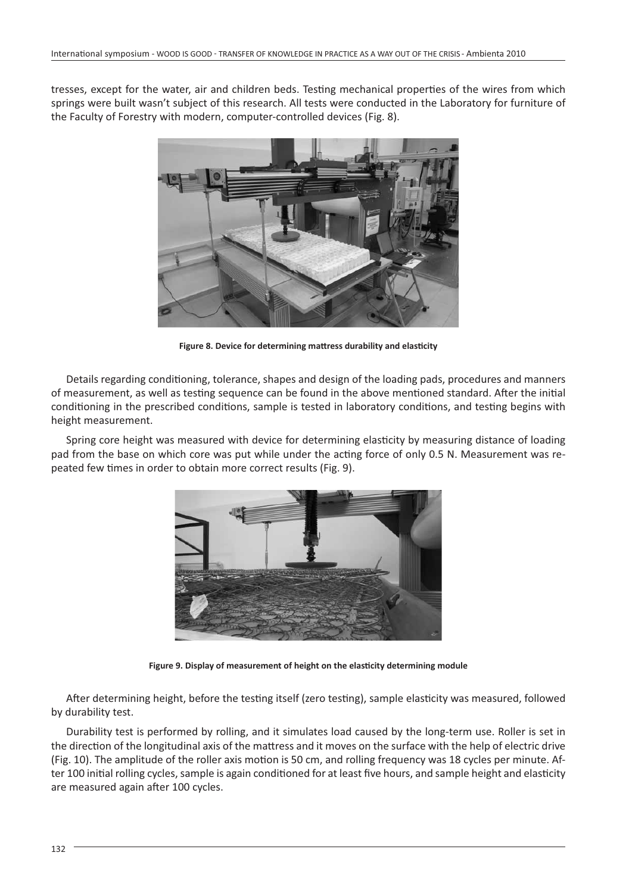tresses, except for the water, air and children beds. Testing mechanical properties of the wires from which springs were built wasn't subject of this research. All tests were conducted in the Laboratory for furniture of the Faculty of Forestry with modern, computer-controlled devices (Fig. 8).

**Figure 8. Device for determining mattress durability and elasticity**

Details regarding conditioning, tolerance, shapes and design of the loading pads, procedures and manners of measurement, as well as testing sequence can be found in the above mentioned standard. After the initial conditioning in the prescribed conditions, sample is tested in laboratory conditions, and testing begins with height measurement.

Spring core height was measured with device for determining elasticity by measuring distance of loading pad from the base on which core was put while under the acting force of only 0.5 N. Measurement was repeated few times in order to obtain more correct results (Fig. 9).

**Figure 9. Display of measurement of height on the elasticity determining module**

After determining height, before the testing itself (zero testing), sample elasticity was measured, followed by durability test.

Durability test is performed by rolling, and it simulates load caused by the long-term use. Roller is set in the direction of the longitudinal axis of the mattress and it moves on the surface with the help of electric drive (Fig. 10). The amplitude of the roller axis motion is 50 cm, and rolling frequency was 18 cycles per minute. After 100 initial rolling cycles, sample is again conditioned for at least five hours, and sample height and elasticity are measured again after 100 cycles.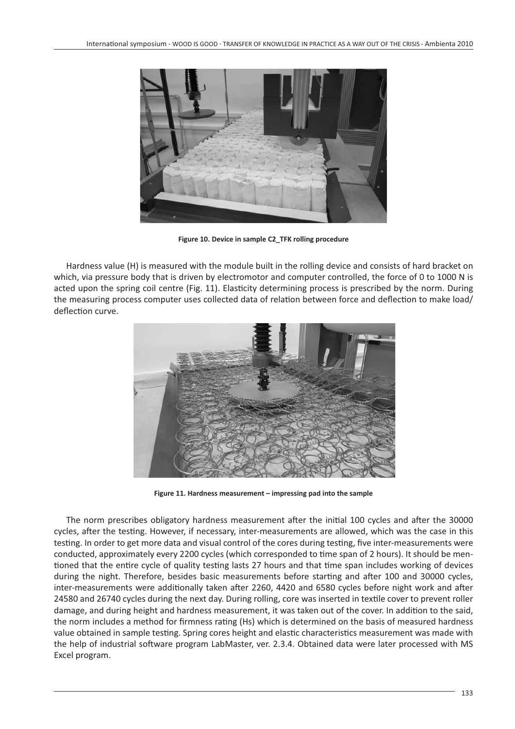**Figure 10. Device in sample C2_TFK rolling procedure**

Hardness value (H) is measured with the module built in the rolling device and consists of hard bracket on which, via pressure body that is driven by electromotor and computer controlled, the force of 0 to 1000 N is acted upon the spring coil centre (Fig. 11). Elasticity determining process is prescribed by the norm. During the measuring process computer uses collected data of relation between force and deflection to make load/ deflection curve.

**Figure 11. Hardness measurement – impressing pad into the sample**

The norm prescribes obligatory hardness measurement after the initial 100 cycles and after the 30000 cycles, after the testing. However, if necessary, inter-measurements are allowed, which was the case in this testing. In order to get more data and visual control of the cores during testing, five inter-measurements were conducted, approximately every 2200 cycles (which corresponded to time span of 2 hours). It should be mentioned that the entire cycle of quality testing lasts 27 hours and that time span includes working of devices during the night. Therefore, besides basic measurements before starting and after 100 and 30000 cycles, inter-measurements were additionally taken after 2260, 4420 and 6580 cycles before night work and after 24580 and 26740 cycles during the next day. During rolling, core was inserted in textile cover to prevent roller damage, and during height and hardness measurement, it was taken out of the cover. In addition to the said, the norm includes a method for firmness rating (Hs) which is determined on the basis of measured hardness value obtained in sample testing. Spring cores height and elastic characteristics measurement was made with the help of industrial software program LabMaster, ver. 2.3.4. Obtained data were later processed with MS Excel program.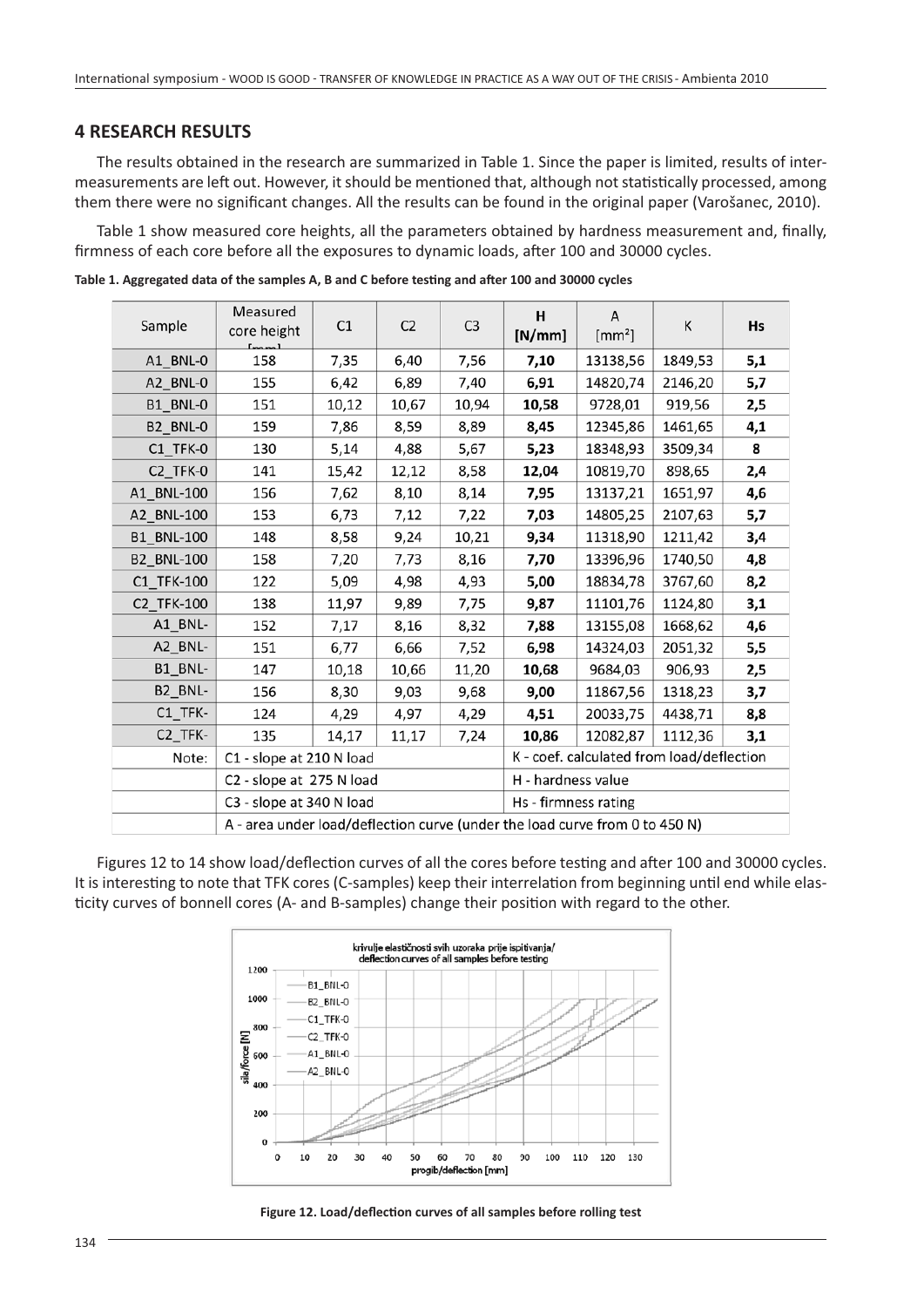## 4 RESEARCH RESULTS

The results obtained in the research are summarized in Table 1. Since the paper is limited, results of inter-measurements are left out. However, it should be mentioned that, although not statistically processed, among them there were no significant changes. All the results can be found in the original paper (Varošanec, 2010).

Table 1 show measured core heights, all the parameters obtained by hardness measurement and, finally, firmness of each core before all the exposures to dynamic loads, after 100 and 30000 cycles.

**Table 1. Aggregated data of the samples A, B and C before testing and after 100 and 30000 cycles**

| Sample | Measured core height [mm] | C1 | C2 | C3 | H [N/mm] | A [mm²] | K | Hs |
|---|---|---|---|---|---|---|---|---|
| A1_BNL-0 | 158 | 7,35 | 6,40 | 7,56 | **7,10** | 13138,56 | 1849,53 | **5,1** |
| A2_BNL-0 | 155 | 6,42 | 6,89 | 7,40 | **6,91** | 14820,74 | 2146,20 | **5,7** |
| B1_BNL-0 | 151 | 10,12 | 10,67 | 10,94 | **10,58** | 9728,01 | 919,56 | **2,5** |
| B2_BNL-0 | 159 | 7,86 | 8,59 | 8,89 | **8,45** | 12345,86 | 1461,65 | **4,1** |
| C1_TFK-0 | 130 | 5,14 | 4,88 | 5,67 | **5,23** | 18348,93 | 3509,34 | **8** |
| C2_TFK-0 | 141 | 15,42 | 12,12 | 8,58 | **12,04** | 10819,70 | 898,65 | **2,4** |
| A1_BNL-100 | 156 | 7,62 | 8,10 | 8,14 | **7,95** | 13137,21 | 1651,97 | **4,6** |
| A2_BNL-100 | 153 | 6,73 | 7,12 | 7,22 | **7,03** | 14805,25 | 2107,63 | **5,7** |
| B1_BNL-100 | 148 | 8,58 | 9,24 | 10,21 | **9,34** | 11318,90 | 1211,42 | **3,4** |
| B2_BNL-100 | 158 | 7,20 | 7,73 | 8,16 | **7,70** | 13396,96 | 1740,50 | **4,8** |
| C1_TFK-100 | 122 | 5,09 | 4,98 | 4,93 | **5,00** | 18834,78 | 3767,60 | **8,2** |
| C2_TFK-100 | 138 | 11,97 | 9,89 | 7,75 | **9,87** | 11101,76 | 1124,80 | **3,1** |
| A1_BNL- | 152 | 7,17 | 8,16 | 8,32 | **7,88** | 13155,08 | 1668,62 | **4,6** |
| A2_BNL- | 151 | 6,77 | 6,66 | 7,52 | **6,98** | 14324,03 | 2051,32 | **5,5** |
| B1_BNL- | 147 | 10,18 | 10,66 | 11,20 | **10,68** | 9684,03 | 906,93 | **2,5** |
| B2_BNL- | 156 | 8,30 | 9,03 | 9,68 | **9,00** | 11867,56 | 1318,23 | **3,7** |
| C1_TFK- | 124 | 4,29 | 4,97 | 4,29 | **4,51** | 20033,75 | 4438,71 | **8,8** |
| C2_TFK- | 135 | 14,17 | 11,17 | 7,24 | **10,86** | 12082,87 | 1112,36 | **3,1** |
| Note: | C1 - slope at 210 N load | | | | K - coef. calculated from load/deflection | | | |
| | C2 - slope at 275 N load | | | | H - hardness value | | | |
| | C3 - slope at 340 N load | | | | Hs - firmness rating | | | |
| | A - area under load/deflection curve (under the load curve from 0 to 450 N) | | | | | | | |

Figures 12 to 14 show load/deflection curves of all the cores before testing and after 100 and 30000 cycles. It is interesting to note that TFK cores (C-samples) keep their interrelation from beginning until end while elasticity curves of bonnell cores (A- and B-samples) change their position with regard to the other.

**Figure 12. Load/deflection curves of all samples before rolling test**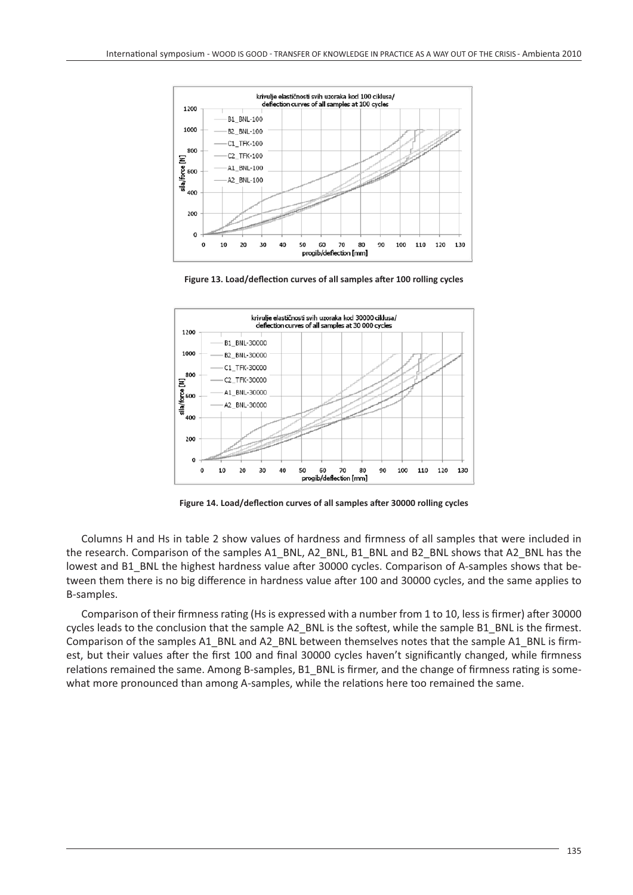Figure 13. Load/deflection curves of all samples after 100 rolling cycles

Figure 14. Load/deflection curves of all samples after 30000 rolling cycles

Columns H and Hs in table 2 show values of hardness and firmness of all samples that were included in the research. Comparison of the samples A1_BNL, A2_BNL, B1_BNL and B2_BNL shows that A2_BNL has the lowest and B1_BNL the highest hardness value after 30000 cycles. Comparison of A-samples shows that between them there is no big difference in hardness value after 100 and 30000 cycles, and the same applies to B-samples.

Comparison of their firmness rating (Hs is expressed with a number from 1 to 10, less is firmer) after 30000 cycles leads to the conclusion that the sample A2_BNL is the softest, while the sample B1_BNL is the firmest. Comparison of the samples A1_BNL and A2_BNL between themselves notes that the sample A1_BNL is firmest, but their values after the first 100 and final 30000 cycles haven't significantly changed, while firmness relations remained the same. Among B-samples, B1_BNL is firmer, and the change of firmness rating is somewhat more pronounced than among A-samples, while the relations here too remained the same.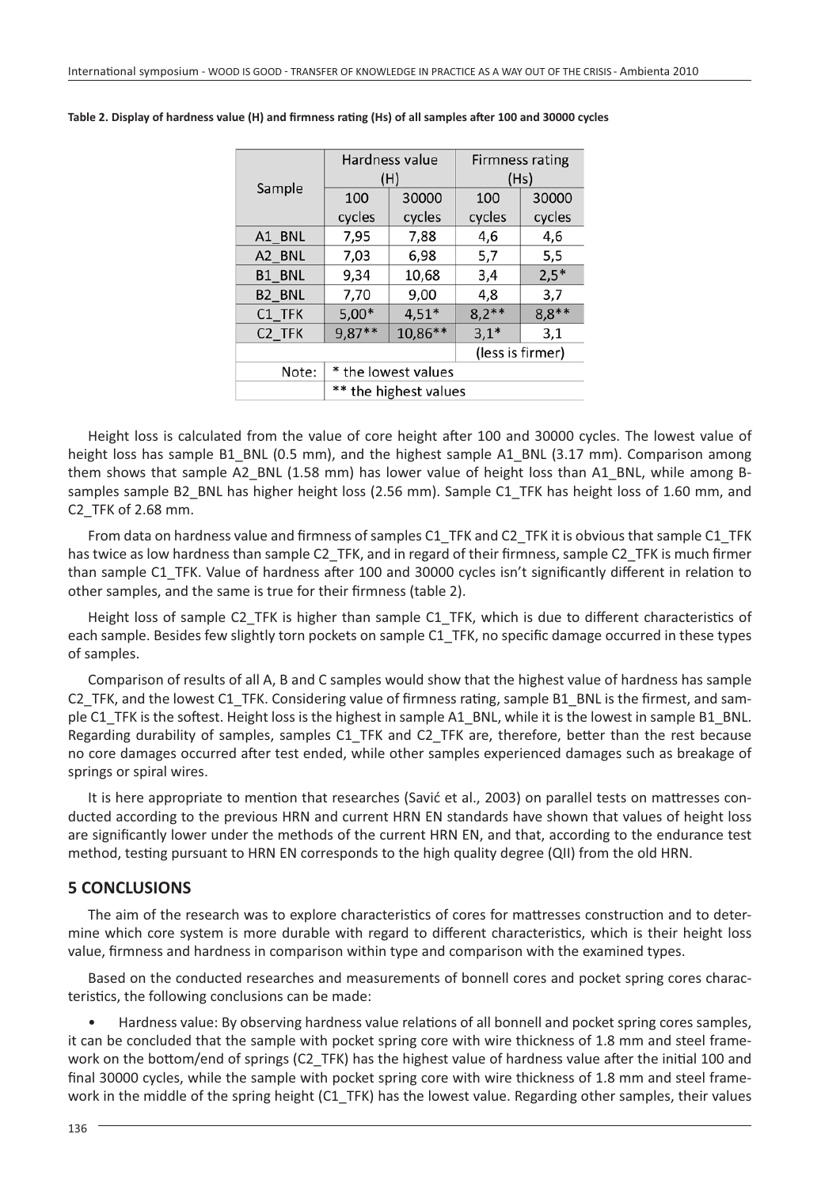**Table 2. Display of hardness value (H) and firmness rating (Hs) of all samples after 100 and 30000 cycles**

| Sample | Hardness value (H) | | Firmness rating (Hs) | |
|---|---|---|---|---|
| | 100 cycles | 30000 cycles | 100 cycles | 30000 cycles |
| A1_BNL | 7,95 | 7,88 | 4,6 | 4,6 |
| A2_BNL | 7,03 | 6,98 | 5,7 | 5,5 |
| B1_BNL | 9,34 | 10,68 | 3,4 | 2,5* |
| B2_BNL | 7,70 | 9,00 | 4,8 | 3,7 |
| C1_TFK | 5,00* | 4,51* | 8,2** | 8,8** |
| C2_TFK | 9,87** | 10,86** | 3,1* | 3,1 |
| | | | (less is firmer) | |
| Note: | * the lowest values | | | |
| | ** the highest values | | | |

Height loss is calculated from the value of core height after 100 and 30000 cycles. The lowest value of height loss has sample B1_BNL (0.5 mm), and the highest sample A1_BNL (3.17 mm). Comparison among them shows that sample A2_BNL (1.58 mm) has lower value of height loss than A1_BNL, while among B-samples sample B2_BNL has higher height loss (2.56 mm). Sample C1_TFK has height loss of 1.60 mm, and C2_TFK of 2.68 mm.

From data on hardness value and firmness of samples C1_TFK and C2_TFK it is obvious that sample C1_TFK has twice as low hardness than sample C2_TFK, and in regard of their firmness, sample C2_TFK is much firmer than sample C1_TFK. Value of hardness after 100 and 30000 cycles isn't significantly different in relation to other samples, and the same is true for their firmness (table 2).

Height loss of sample C2_TFK is higher than sample C1_TFK, which is due to different characteristics of each sample. Besides few slightly torn pockets on sample C1_TFK, no specific damage occurred in these types of samples.

Comparison of results of all A, B and C samples would show that the highest value of hardness has sample C2_TFK, and the lowest C1_TFK. Considering value of firmness rating, sample B1_BNL is the firmest, and sample C1_TFK is the softest. Height loss is the highest in sample A1_BNL, while it is the lowest in sample B1_BNL. Regarding durability of samples, samples C1_TFK and C2_TFK are, therefore, better than the rest because no core damages occurred after test ended, while other samples experienced damages such as breakage of springs or spiral wires.

It is here appropriate to mention that researches (Savić et al., 2003) on parallel tests on mattresses conducted according to the previous HRN and current HRN EN standards have shown that values of height loss are significantly lower under the methods of the current HRN EN, and that, according to the endurance test method, testing pursuant to HRN EN corresponds to the high quality degree (QII) from the old HRN.

## 5 CONCLUSIONS

The aim of the research was to explore characteristics of cores for mattresses construction and to determine which core system is more durable with regard to different characteristics, which is their height loss value, firmness and hardness in comparison within type and comparison with the examined types.

Based on the conducted researches and measurements of bonnell cores and pocket spring cores characteristics, the following conclusions can be made:

- Hardness value: By observing hardness value relations of all bonnell and pocket spring cores samples, it can be concluded that the sample with pocket spring core with wire thickness of 1.8 mm and steel framework on the bottom/end of springs (C2_TFK) has the highest value of hardness value after the initial 100 and final 30000 cycles, while the sample with pocket spring core with wire thickness of 1.8 mm and steel framework in the middle of the spring height (C1_TFK) has the lowest value. Regarding other samples, their values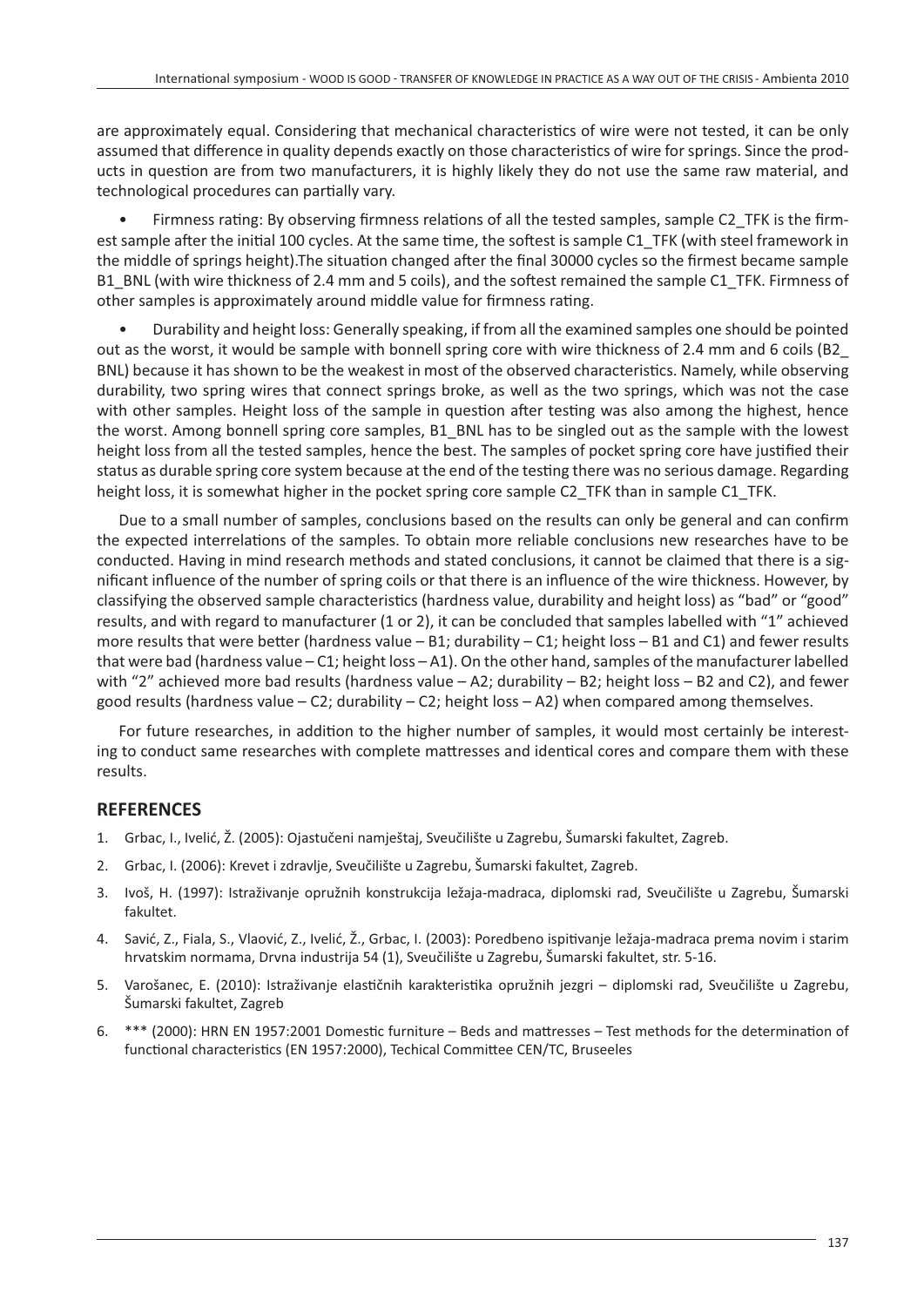are approximately equal. Considering that mechanical characteristics of wire were not tested, it can be only assumed that difference in quality depends exactly on those characteristics of wire for springs. Since the products in question are from two manufacturers, it is highly likely they do not use the same raw material, and technological procedures can partially vary.

- Firmness rating: By observing firmness relations of all the tested samples, sample C2_TFK is the firmest sample after the initial 100 cycles. At the same time, the softest is sample C1_TFK (with steel framework in the middle of springs height).The situation changed after the final 30000 cycles so the firmest became sample B1_BNL (with wire thickness of 2.4 mm and 5 coils), and the softest remained the sample C1_TFK. Firmness of other samples is approximately around middle value for firmness rating.

- Durability and height loss: Generally speaking, if from all the examined samples one should be pointed out as the worst, it would be sample with bonnell spring core with wire thickness of 2.4 mm and 6 coils (B2_BNL) because it has shown to be the weakest in most of the observed characteristics. Namely, while observing durability, two spring wires that connect springs broke, as well as the two springs, which was not the case with other samples. Height loss of the sample in question after testing was also among the highest, hence the worst. Among bonnell spring core samples, B1_BNL has to be singled out as the sample with the lowest height loss from all the tested samples, hence the best. The samples of pocket spring core have justified their status as durable spring core system because at the end of the testing there was no serious damage. Regarding height loss, it is somewhat higher in the pocket spring core sample C2_TFK than in sample C1_TFK.

Due to a small number of samples, conclusions based on the results can only be general and can confirm the expected interrelations of the samples. To obtain more reliable conclusions new researches have to be conducted. Having in mind research methods and stated conclusions, it cannot be claimed that there is a significant influence of the number of spring coils or that there is an influence of the wire thickness. However, by classifying the observed sample characteristics (hardness value, durability and height loss) as "bad" or "good" results, and with regard to manufacturer (1 or 2), it can be concluded that samples labelled with "1" achieved more results that were better (hardness value – B1; durability – C1; height loss – B1 and C1) and fewer results that were bad (hardness value – C1; height loss – A1). On the other hand, samples of the manufacturer labelled with "2" achieved more bad results (hardness value – A2; durability – B2; height loss – B2 and C2), and fewer good results (hardness value – C2; durability – C2; height loss – A2) when compared among themselves.

For future researches, in addition to the higher number of samples, it would most certainly be interesting to conduct same researches with complete mattresses and identical cores and compare them with these results.

## REFERENCES

1. Grbac, I., Ivelić, Ž. (2005): Ojastučeni namještaj, Sveučilište u Zagrebu, Šumarski fakultet, Zagreb.
2. Grbac, I. (2006): Krevet i zdravlje, Sveučilište u Zagrebu, Šumarski fakultet, Zagreb.
3. Ivoš, H. (1997): Istraživanje opružnih konstrukcija ležaja-madraca, diplomski rad, Sveučilište u Zagrebu, Šumarski fakultet.
4. Savić, Z., Fiala, S., Vlaović, Z., Ivelić, Ž., Grbac, I. (2003): Poredbeno ispitivanje ležaja-madraca prema novim i starim hrvatskim normama, Drvna industrija 54 (1), Sveučilište u Zagrebu, Šumarski fakultet, str. 5-16.
5. Varošanec, E. (2010): Istraživanje elastičnih karakteristika opružnih jezgri – diplomski rad, Sveučilište u Zagrebu, Šumarski fakultet, Zagreb
6. *** (2000): HRN EN 1957:2001 Domestic furniture – Beds and mattresses – Test methods for the determination of functional characteristics (EN 1957:2000), Techical Committee CEN/TC, Bruseeles